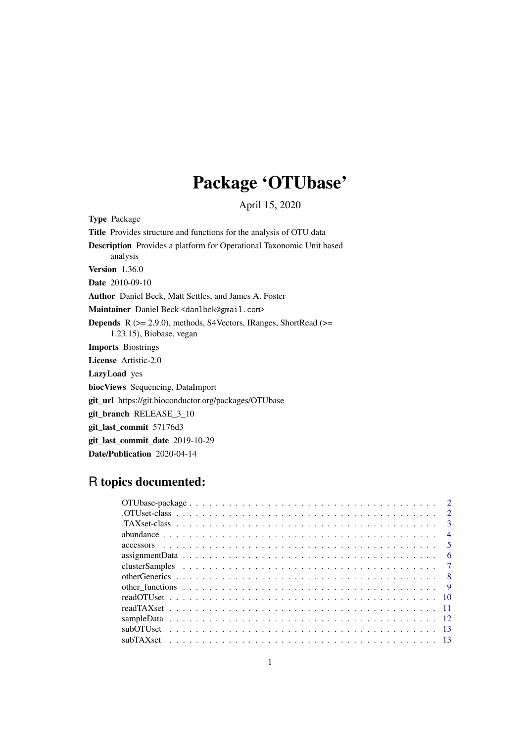# Package 'OTUbase'

April 15, 2020

**Type** Package

**Title** Provides structure and functions for the analysis of OTU data

**Description** Provides a platform for Operational Taxonomic Unit based analysis

**Version** 1.36.0

**Date** 2010-09-10

**Author** Daniel Beck, Matt Settles, and James A. Foster

**Maintainer** Daniel Beck <danlbek@gmail.com>

**Depends** R (>= 2.9.0), methods, S4Vectors, IRanges, ShortRead (>= 1.23.15), Biobase, vegan

**Imports** Biostrings

**License** Artistic-2.0

**LazyLoad** yes

**biocViews** Sequencing, DataImport

**git_url** https://git.bioconductor.org/packages/OTUbase

**git_branch** RELEASE_3_10

**git_last_commit** 57176d3

**git_last_commit_date** 2019-10-29

**Date/Publication** 2020-04-14

## R topics documented:

| | |
|---|---|
| OTUbase-package | 2 |
| .OTUset-class | 2 |
| .TAXset-class | 3 |
| abundance | 4 |
| accessors | 5 |
| assignmentData | 6 |
| clusterSamples | 7 |
| otherGenerics | 8 |
| other_functions | 9 |
| readOTUset | 10 |
| readTAXset | 11 |
| sampleData | 12 |
| subOTUset | 13 |
| subTAXset | 13 |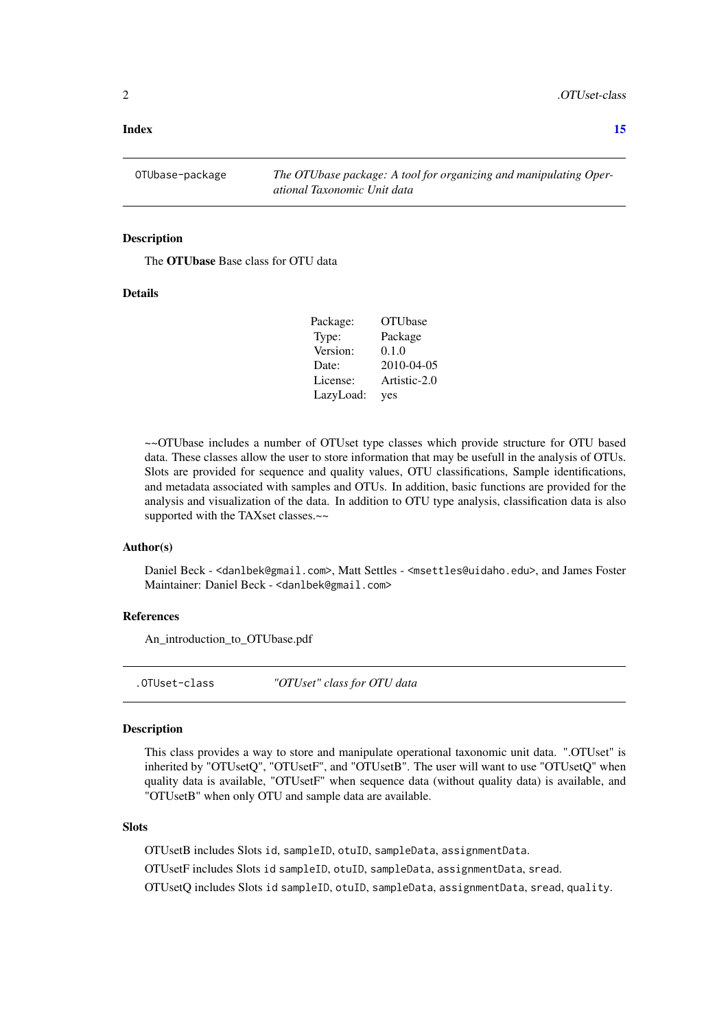**Index** **15**

---

`OTUbase-package` *The OTUbase package: A tool for organizing and manipulating Operational Taxonomic Unit data*

---

### Description

The **OTUbase** Base class for OTU data

### Details

| | |
|---|---|
| Package: | OTUbase |
| Type: | Package |
| Version: | 0.1.0 |
| Date: | 2010-04-05 |
| License: | Artistic-2.0 |
| LazyLoad: | yes |

~~OTUbase includes a number of OTUset type classes which provide structure for OTU based data. These classes allow the user to store information that may be usefull in the analysis of OTUs. Slots are provided for sequence and quality values, OTU classifications, Sample identifications, and metadata associated with samples and OTUs. In addition, basic functions are provided for the analysis and visualization of the data. In addition to OTU type analysis, classification data is also supported with the TAXset classes.~~

### Author(s)

Daniel Beck - <danlbek@gmail.com>, Matt Settles - <msettles@uidaho.edu>, and James Foster
Maintainer: Daniel Beck - <danlbek@gmail.com>

### References

An_introduction_to_OTUbase.pdf

---

`.OTUset-class` *"OTUset" class for OTU data*

---

### Description

This class provides a way to store and manipulate operational taxonomic unit data. ".OTUset" is inherited by "OTUsetQ", "OTUsetF", and "OTUsetB". The user will want to use "OTUsetQ" when quality data is available, "OTUsetF" when sequence data (without quality data) is available, and "OTUsetB" when only OTU and sample data are available.

### Slots

OTUsetB includes Slots `id`, `sampleID`, `otuID`, `sampleData`, `assignmentData`.

OTUsetF includes Slots `id` `sampleID`, `otuID`, `sampleData`, `assignmentData`, `sread`.

OTUsetQ includes Slots `id` `sampleID`, `otuID`, `sampleData`, `assignmentData`, `sread`, `quality`.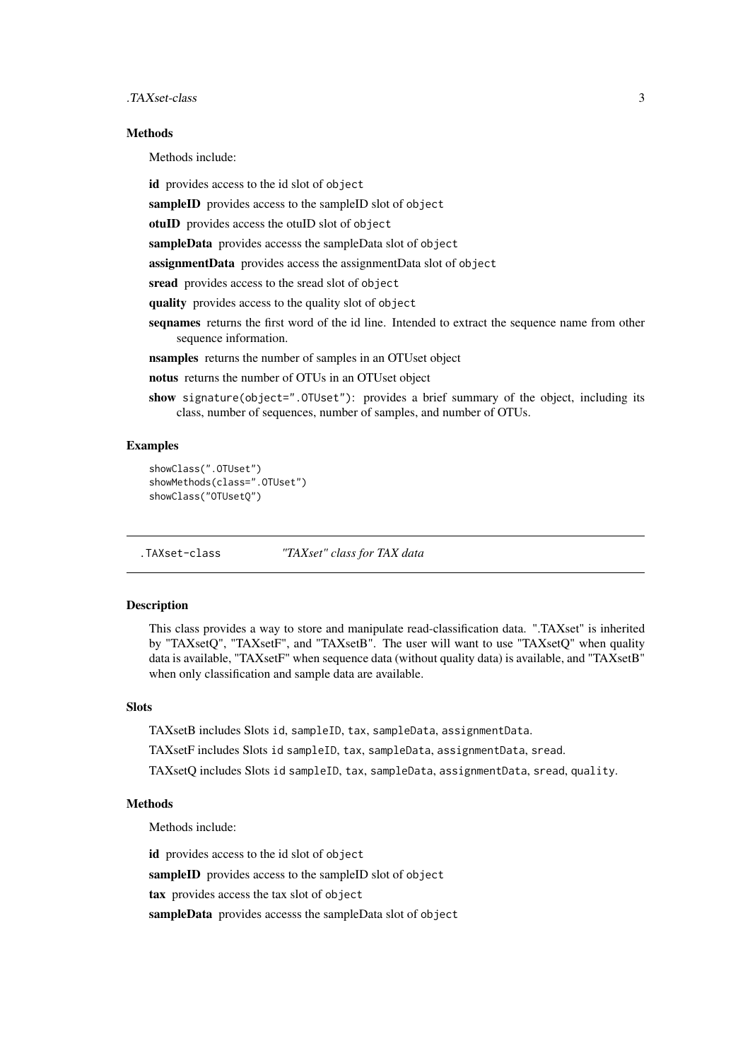### Methods

Methods include:

**id** provides access to the id slot of `object`

**sampleID** provides access to the sampleID slot of `object`

**otuID** provides access the otuID slot of `object`

**sampleData** provides accesss the sampleData slot of `object`

**assignmentData** provides access the assignmentData slot of `object`

**sread** provides access to the sread slot of `object`

**quality** provides access to the quality slot of `object`

**seqnames** returns the first word of the id line. Intended to extract the sequence name from other sequence information.

**nsamples** returns the number of samples in an OTUset object

**notus** returns the number of OTUs in an OTUset object

**show** `signature(object=".OTUset")`: provides a brief summary of the object, including its class, number of sequences, number of samples, and number of OTUs.

### Examples

```
showClass(".OTUset")
showMethods(class=".OTUset")
showClass("OTUsetQ")
```

---

## `.TAXset-class` *"TAXset" class for TAX data*

---

### Description

This class provides a way to store and manipulate read-classification data. ".TAXset" is inherited by "TAXsetQ", "TAXsetF", and "TAXsetB". The user will want to use "TAXsetQ" when quality data is available, "TAXsetF" when sequence data (without quality data) is available, and "TAXsetB" when only classification and sample data are available.

### Slots

TAXsetB includes Slots `id`, `sampleID`, `tax`, `sampleData`, `assignmentData`.

TAXsetF includes Slots `id sampleID`, `tax`, `sampleData`, `assignmentData`, `sread`.

TAXsetQ includes Slots `id sampleID`, `tax`, `sampleData`, `assignmentData`, `sread`, `quality`.

### Methods

Methods include:

**id** provides access to the id slot of `object`

**sampleID** provides access to the sampleID slot of `object`

**tax** provides access the tax slot of `object`

**sampleData** provides accesss the sampleData slot of `object`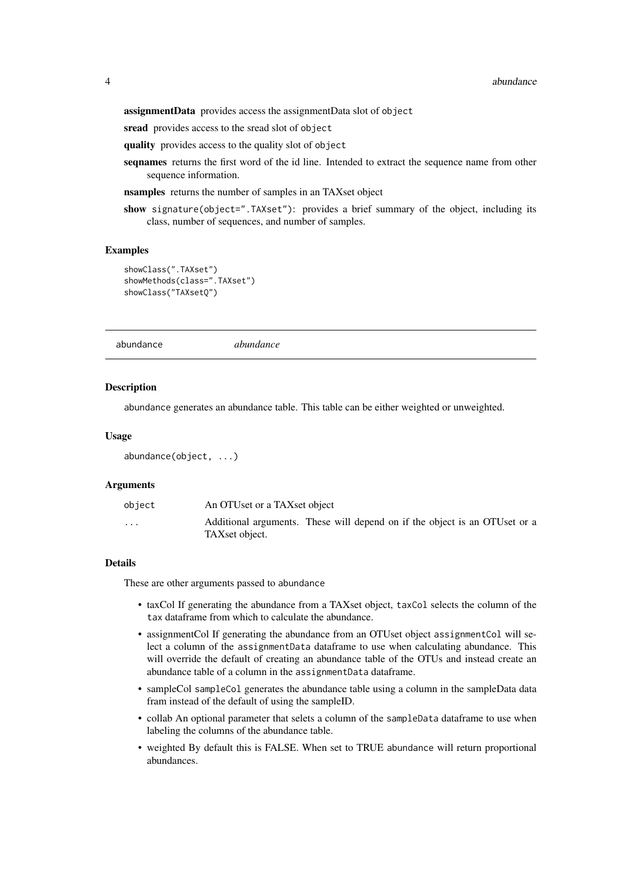**assignmentData** provides access the assignmentData slot of `object`

**sread** provides access to the sread slot of `object`

**quality** provides access to the quality slot of `object`

**seqnames** returns the first word of the id line. Intended to extract the sequence name from other sequence information.

**nsamples** returns the number of samples in an TAXset object

**show** `signature(object=".TAXset")`: provides a brief summary of the object, including its class, number of sequences, and number of samples.

### Examples

```
showClass(".TAXset")
showMethods(class=".TAXset")
showClass("TAXsetQ")
```

---

## abundance — *abundance*

### Description

`abundance` generates an abundance table. This table can be either weighted or unweighted.

### Usage

```
abundance(object, ...)
```

### Arguments

| | |
|---|---|
| `object` | An OTUset or a TAXset object |
| `...` | Additional arguments. These will depend on if the object is an OTUset or a TAXset object. |

### Details

These are other arguments passed to `abundance`

- taxCol If generating the abundance from a TAXset object, `taxCol` selects the column of the `tax` dataframe from which to calculate the abundance.
- assignmentCol If generating the abundance from an OTUset object `assignmentCol` will select a column of the `assignmentData` dataframe to use when calculating abundance. This will override the default of creating an abundance table of the OTUs and instead create an abundance table of a column in the `assignmentData` dataframe.
- sampleCol `sampleCol` generates the abundance table using a column in the sampleData data fram instead of the default of using the sampleID.
- collab An optional parameter that selets a column of the `sampleData` dataframe to use when labeling the columns of the abundance table.
- weighted By default this is FALSE. When set to TRUE `abundance` will return proportional abundances.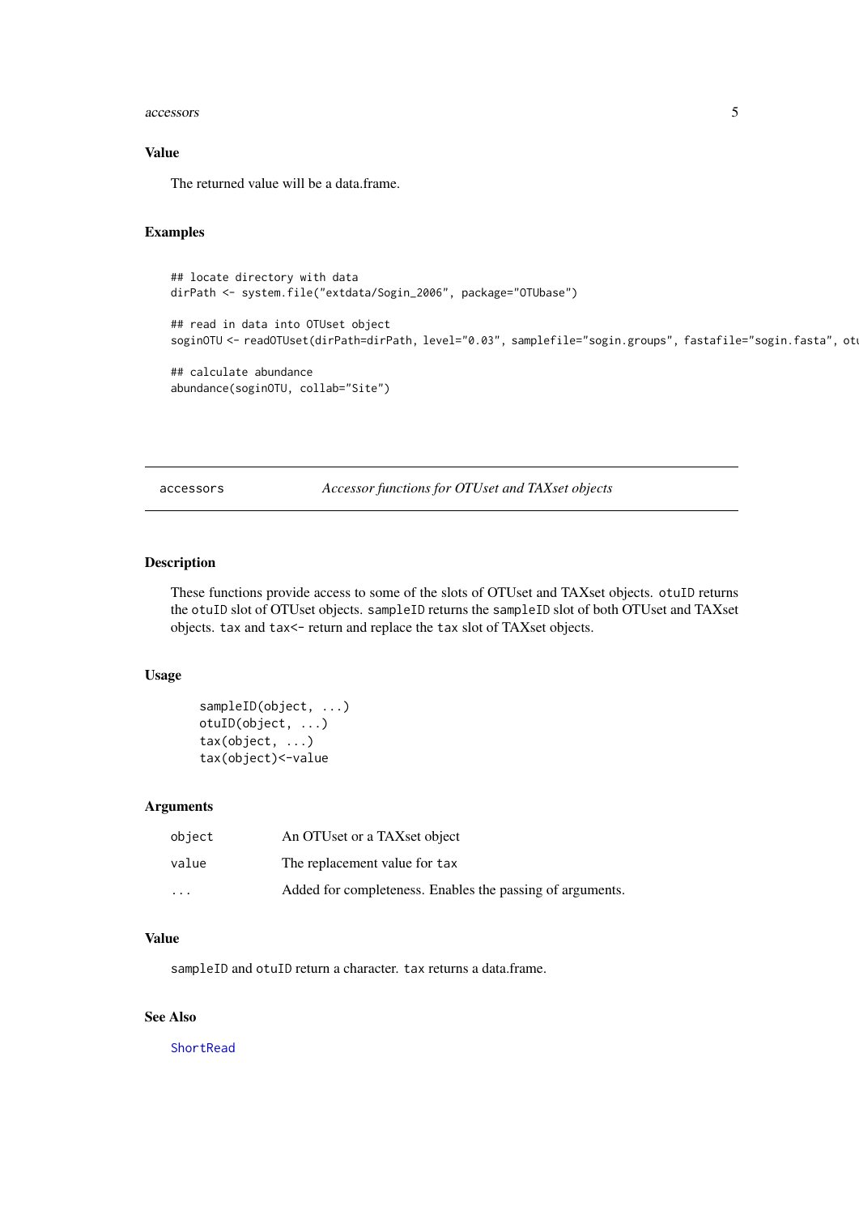### Value

The returned value will be a data.frame.

### Examples

```
## locate directory with data
dirPath <- system.file("extdata/Sogin_2006", package="OTUbase")

## read in data into OTUset object
soginOTU <- readOTUset(dirPath=dirPath, level="0.03", samplefile="sogin.groups", fastafile="sogin.fasta", otu

## calculate abundance
abundance(soginOTU, collab="Site")
```

---

## accessors — *Accessor functions for OTUset and TAXset objects*

---

### Description

These functions provide access to some of the slots of OTUset and TAXset objects. `otuID` returns the `otuID` slot of OTUset objects. `sampleID` returns the `sampleID` slot of both OTUset and TAXset objects. `tax` and `tax<-` return and replace the `tax` slot of TAXset objects.

### Usage

```
sampleID(object, ...)
otuID(object, ...)
tax(object, ...)
tax(object)<-value
```

### Arguments

| | |
|---|---|
| `object` | An OTUset or a TAXset object |
| `value` | The replacement value for `tax` |
| `...` | Added for completeness. Enables the passing of arguments. |

### Value

`sampleID` and `otuID` return a character. `tax` returns a data.frame.

### See Also

ShortRead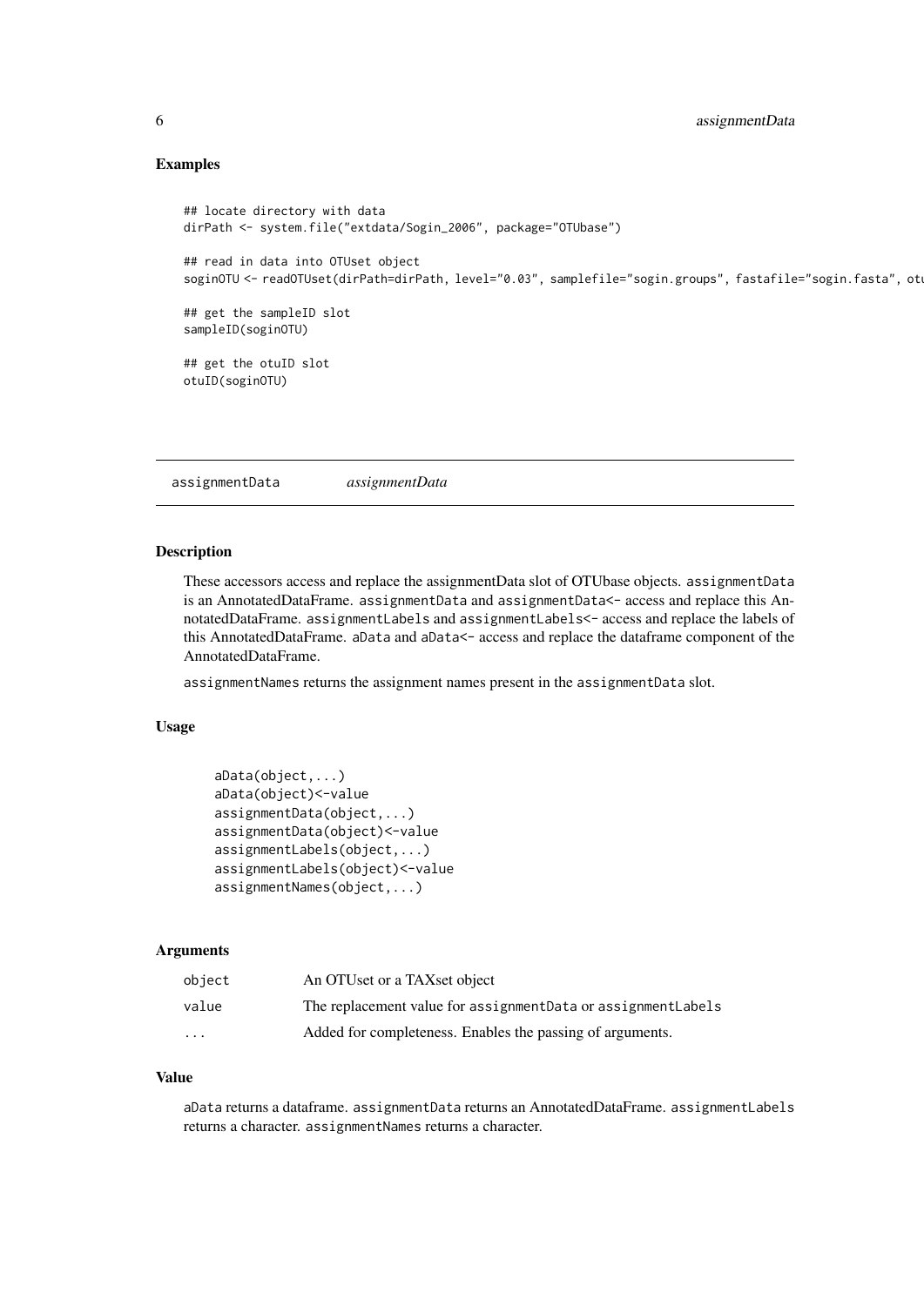## Examples

```
## locate directory with data
dirPath <- system.file("extdata/Sogin_2006", package="OTUbase")

## read in data into OTUset object
soginOTU <- readOTUset(dirPath=dirPath, level="0.03", samplefile="sogin.groups", fastafile="sogin.fasta", otu

## get the sampleID slot
sampleID(soginOTU)

## get the otuID slot
otuID(soginOTU)
```

---

# assignmentData *assignmentData*

---

## Description

These accessors access and replace the assignmentData slot of OTUbase objects. `assignmentData` is an AnnotatedDataFrame. `assignmentData` and `assignmentData<-` access and replace this AnnotatedDataFrame. `assignmentLabels` and `assignmentLabels<-` access and replace the labels of this AnnotatedDataFrame. `aData` and `aData<-` access and replace the dataframe component of the AnnotatedDataFrame.

`assignmentNames` returns the assignment names present in the `assignmentData` slot.

## Usage

```
aData(object,...)
aData(object)<-value
assignmentData(object,...)
assignmentData(object)<-value
assignmentLabels(object,...)
assignmentLabels(object)<-value
assignmentNames(object,...)
```

## Arguments

| | |
|---|---|
| `object` | An OTUset or a TAXset object |
| `value` | The replacement value for `assignmentData` or `assignmentLabels` |
| `...` | Added for completeness. Enables the passing of arguments. |

## Value

`aData` returns a dataframe. `assignmentData` returns an AnnotatedDataFrame. `assignmentLabels` returns a character. `assignmentNames` returns a character.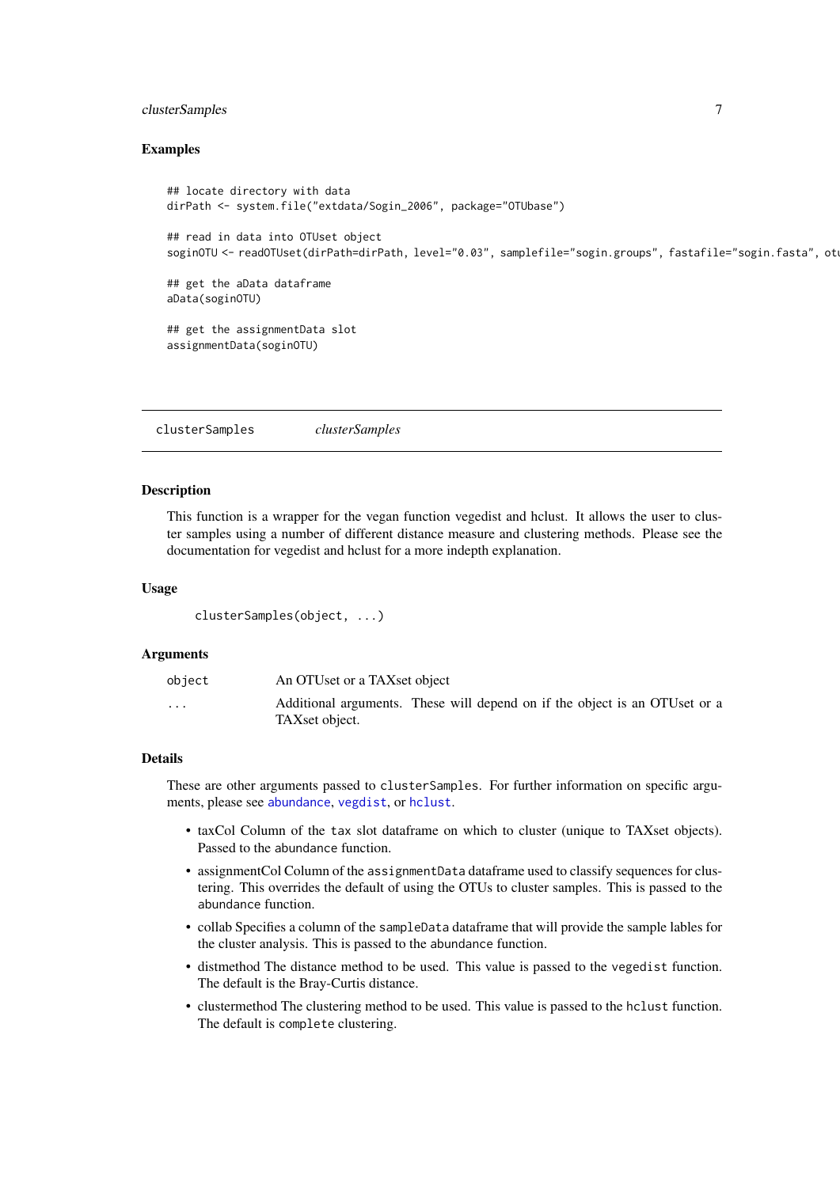### Examples

```
## locate directory with data
dirPath <- system.file("extdata/Sogin_2006", package="OTUbase")

## read in data into OTUset object
soginOTU <- readOTUset(dirPath=dirPath, level="0.03", samplefile="sogin.groups", fastafile="sogin.fasta", otu

## get the aData dataframe
aData(soginOTU)

## get the assignmentData slot
assignmentData(soginOTU)
```

---

## clusterSamples *clusterSamples*

---

### Description

This function is a wrapper for the vegan function vegedist and hclust. It allows the user to cluster samples using a number of different distance measure and clustering methods. Please see the documentation for vegedist and hclust for a more indepth explanation.

### Usage

```
clusterSamples(object, ...)
```

### Arguments

| | |
|---|---|
| `object` | An OTUset or a TAXset object |
| `...` | Additional arguments. These will depend on if the object is an OTUset or a TAXset object. |

### Details

These are other arguments passed to `clusterSamples`. For further information on specific arguments, please see `abundance`, `vegdist`, or `hclust`.

- taxCol Column of the `tax` slot dataframe on which to cluster (unique to TAXset objects). Passed to the `abundance` function.
- assignmentCol Column of the `assignmentData` dataframe used to classify sequences for clustering. This overrides the default of using the OTUs to cluster samples. This is passed to the `abundance` function.
- collab Specifies a column of the `sampleData` dataframe that will provide the sample lables for the cluster analysis. This is passed to the `abundance` function.
- distmethod The distance method to be used. This value is passed to the `vegedist` function. The default is the Bray-Curtis distance.
- clustermethod The clustering method to be used. This value is passed to the `hclust` function. The default is `complete` clustering.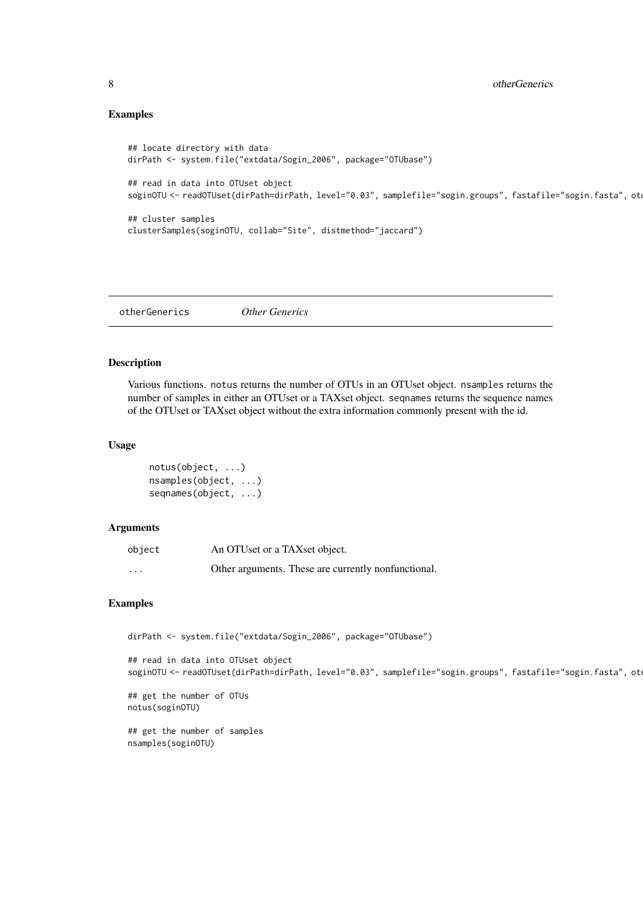## Examples

```
## locate directory with data
dirPath <- system.file("extdata/Sogin_2006", package="OTUbase")

## read in data into OTUset object
soginOTU <- readOTUset(dirPath=dirPath, level="0.03", samplefile="sogin.groups", fastafile="sogin.fasta", otu

## cluster samples
clusterSamples(soginOTU, collab="Site", distmethod="jaccard")
```

---

`otherGenerics` *Other Generics*

---

## Description

Various functions. `notus` returns the number of OTUs in an OTUset object. `nsamples` returns the number of samples in either an OTUset or a TAXset object. `seqnames` returns the sequence names of the OTUset or TAXset object without the extra information commonly present with the id.

## Usage

```
notus(object, ...)
nsamples(object, ...)
seqnames(object, ...)
```

## Arguments

| | |
|---|---|
| `object` | An OTUset or a TAXset object. |
| `...` | Other arguments. These are currently nonfunctional. |

## Examples

```
dirPath <- system.file("extdata/Sogin_2006", package="OTUbase")

## read in data into OTUset object
soginOTU <- readOTUset(dirPath=dirPath, level="0.03", samplefile="sogin.groups", fastafile="sogin.fasta", otu

## get the number of OTUs
notus(soginOTU)

## get the number of samples
nsamples(soginOTU)
```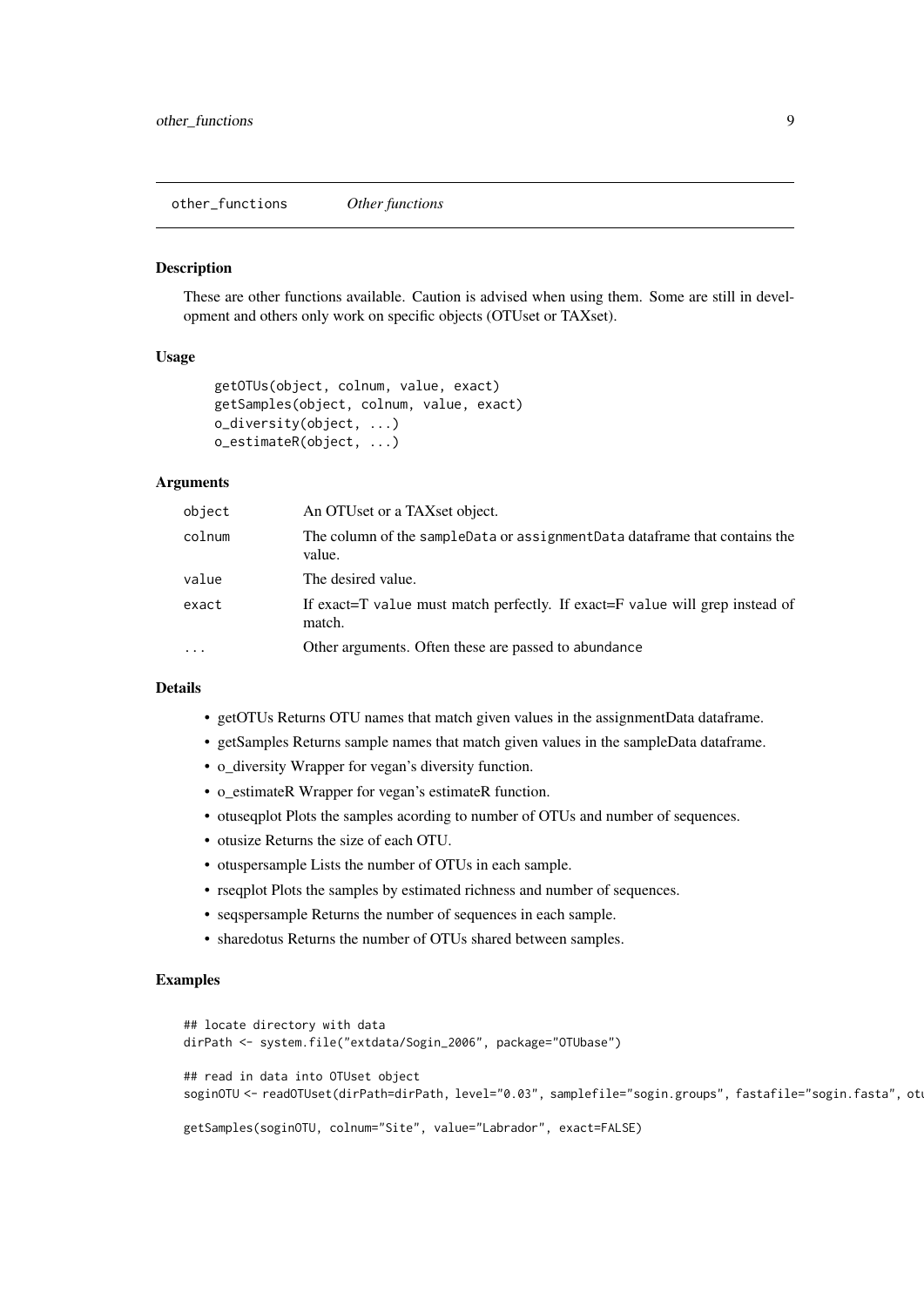other_functions    *Other functions*

### Description

These are other functions available. Caution is advised when using them. Some are still in development and others only work on specific objects (OTUset or TAXset).

### Usage

```
getOTUs(object, colnum, value, exact)
getSamples(object, colnum, value, exact)
o_diversity(object, ...)
o_estimateR(object, ...)
```

### Arguments

| | |
|---|---|
| `object` | An OTUset or a TAXset object. |
| `colnum` | The column of the `sampleData` or `assignmentData` dataframe that contains the value. |
| `value` | The desired value. |
| `exact` | If exact=T `value` must match perfectly. If exact=F `value` will grep instead of match. |
| `...` | Other arguments. Often these are passed to `abundance` |

### Details

- getOTUs Returns OTU names that match given values in the assignmentData dataframe.
- getSamples Returns sample names that match given values in the sampleData dataframe.
- o_diversity Wrapper for vegan's diversity function.
- o_estimateR Wrapper for vegan's estimateR function.
- otuseqplot Plots the samples acording to number of OTUs and number of sequences.
- otusize Returns the size of each OTU.
- otuspersample Lists the number of OTUs in each sample.
- rseqplot Plots the samples by estimated richness and number of sequences.
- seqspersample Returns the number of sequences in each sample.
- sharedotus Returns the number of OTUs shared between samples.

### Examples

```
## locate directory with data
dirPath <- system.file("extdata/Sogin_2006", package="OTUbase")

## read in data into OTUset object
soginOTU <- readOTUset(dirPath=dirPath, level="0.03", samplefile="sogin.groups", fastafile="sogin.fasta", otu

getSamples(soginOTU, colnum="Site", value="Labrador", exact=FALSE)
```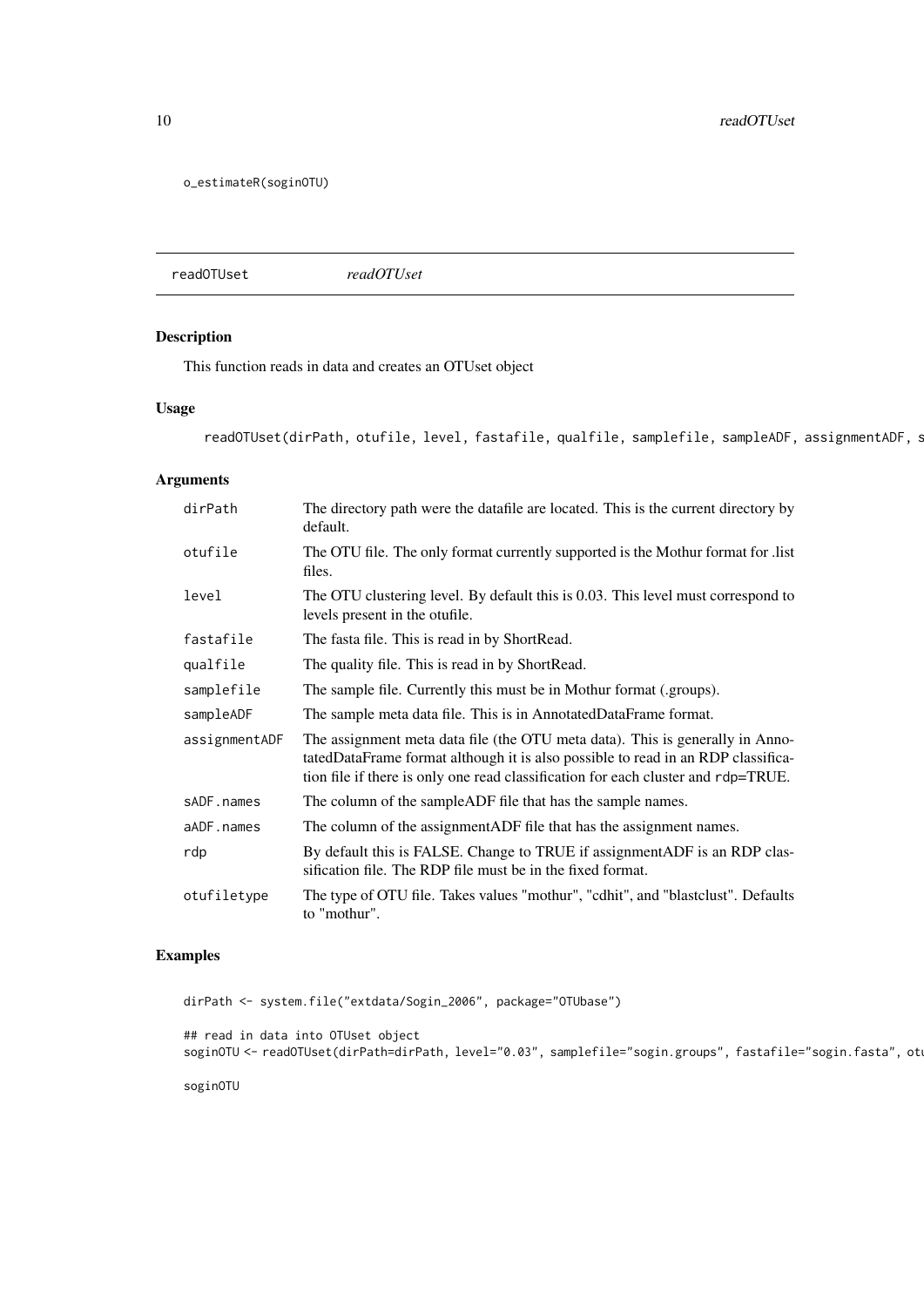```
o_estimateR(soginOTU)
```

## readOTUset *readOTUset*

### Description

This function reads in data and creates an OTUset object

### Usage

```
readOTUset(dirPath, otufile, level, fastafile, qualfile, samplefile, sampleADF, assignmentADF, s
```

### Arguments

| | |
|---|---|
| dirPath | The directory path were the datafile are located. This is the current directory by default. |
| otufile | The OTU file. The only format currently supported is the Mothur format for .list files. |
| level | The OTU clustering level. By default this is 0.03. This level must correspond to levels present in the otufile. |
| fastafile | The fasta file. This is read in by ShortRead. |
| qualfile | The quality file. This is read in by ShortRead. |
| samplefile | The sample file. Currently this must be in Mothur format (.groups). |
| sampleADF | The sample meta data file. This is in AnnotatedDataFrame format. |
| assignmentADF | The assignment meta data file (the OTU meta data). This is generally in AnnotatedDataFrame format although it is also possible to read in an RDP classification file if there is only one read classification for each cluster and rdp=TRUE. |
| sADF.names | The column of the sampleADF file that has the sample names. |
| aADF.names | The column of the assignmentADF file that has the assignment names. |
| rdp | By default this is FALSE. Change to TRUE if assignmentADF is an RDP classification file. The RDP file must be in the fixed format. |
| otufiletype | The type of OTU file. Takes values "mothur", "cdhit", and "blastclust". Defaults to "mothur". |

### Examples

```
dirPath <- system.file("extdata/Sogin_2006", package="OTUbase")

## read in data into OTUset object
soginOTU <- readOTUset(dirPath=dirPath, level="0.03", samplefile="sogin.groups", fastafile="sogin.fasta", otu

soginOTU
```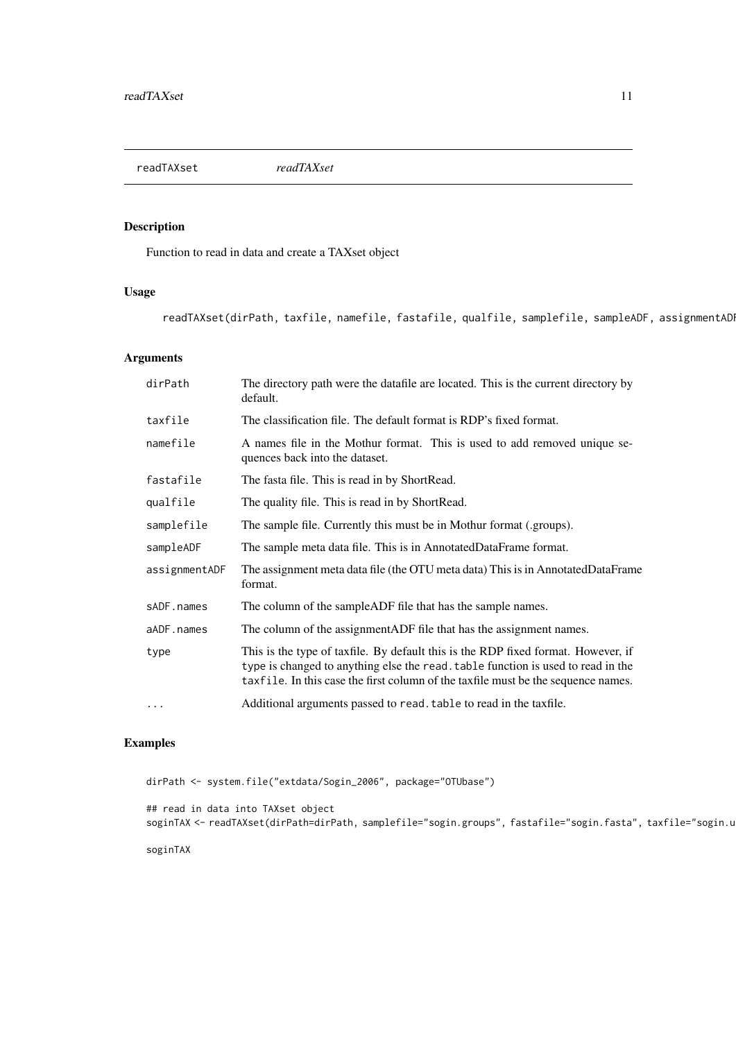readTAXset *readTAXset*

## Description

Function to read in data and create a TAXset object

## Usage

```
readTAXset(dirPath, taxfile, namefile, fastafile, qualfile, samplefile, sampleADF, assignmentADF
```

## Arguments

| | |
|---|---|
| dirPath | The directory path were the datafile are located. This is the current directory by default. |
| taxfile | The classification file. The default format is RDP's fixed format. |
| namefile | A names file in the Mothur format. This is used to add removed unique sequences back into the dataset. |
| fastafile | The fasta file. This is read in by ShortRead. |
| qualfile | The quality file. This is read in by ShortRead. |
| samplefile | The sample file. Currently this must be in Mothur format (.groups). |
| sampleADF | The sample meta data file. This is in AnnotatedDataFrame format. |
| assignmentADF | The assignment meta data file (the OTU meta data) This is in AnnotatedDataFrame format. |
| sADF.names | The column of the sampleADF file that has the sample names. |
| aADF.names | The column of the assignmentADF file that has the assignment names. |
| type | This is the type of taxfile. By default this is the RDP fixed format. However, if `type` is changed to anything else the `read.table` function is used to read in the `taxfile`. In this case the first column of the taxfile must be the sequence names. |
| ... | Additional arguments passed to `read.table` to read in the taxfile. |

## Examples

```
dirPath <- system.file("extdata/Sogin_2006", package="OTUbase")

## read in data into TAXset object
soginTAX <- readTAXset(dirPath=dirPath, samplefile="sogin.groups", fastafile="sogin.fasta", taxfile="sogin.u

soginTAX
```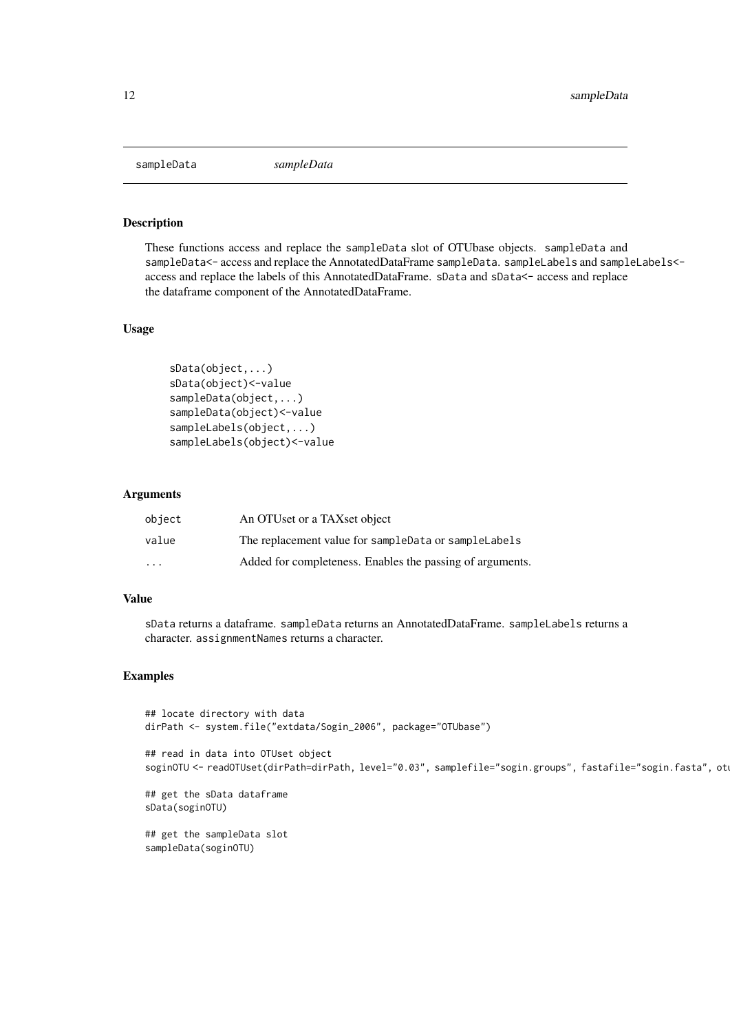# sampleData

*sampleData*

## Description

These functions access and replace the sampleData slot of OTUbase objects. sampleData and sampleData<- access and replace the AnnotatedDataFrame sampleData. sampleLabels and sampleLabels<- access and replace the labels of this AnnotatedDataFrame. sData and sData<- access and replace the dataframe component of the AnnotatedDataFrame.

## Usage

```
sData(object,...)
sData(object)<-value
sampleData(object,...)
sampleData(object)<-value
sampleLabels(object,...)
sampleLabels(object)<-value
```

## Arguments

| | |
|---|---|
| object | An OTUset or a TAXset object |
| value | The replacement value for sampleData or sampleLabels |
| ... | Added for completeness. Enables the passing of arguments. |

## Value

sData returns a dataframe. sampleData returns an AnnotatedDataFrame. sampleLabels returns a character. assignmentNames returns a character.

## Examples

```
## locate directory with data
dirPath <- system.file("extdata/Sogin_2006", package="OTUbase")

## read in data into OTUset object
soginOTU <- readOTUset(dirPath=dirPath, level="0.03", samplefile="sogin.groups", fastafile="sogin.fasta", otu

## get the sData dataframe
sData(soginOTU)

## get the sampleData slot
sampleData(soginOTU)
```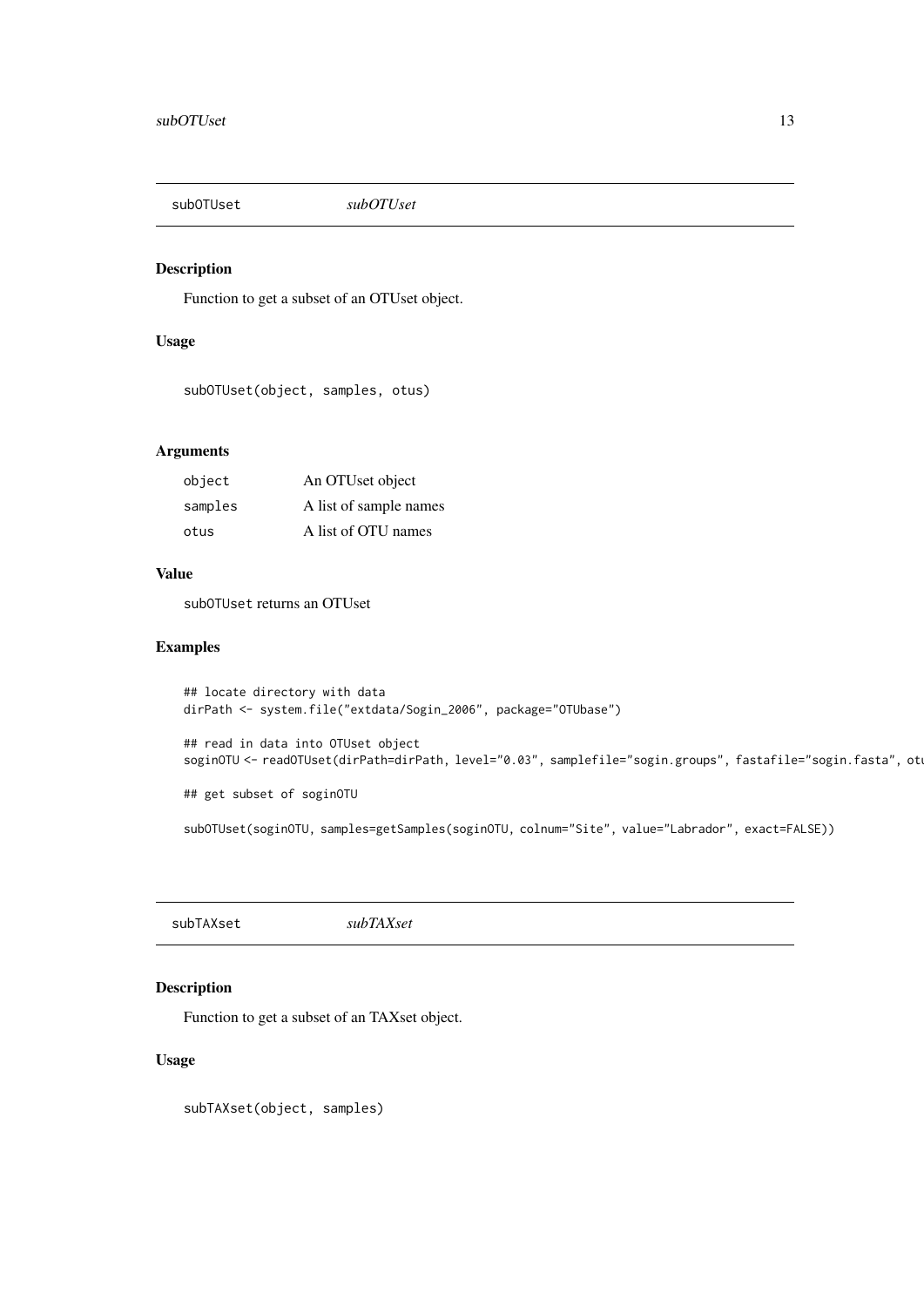## subOTUset — *subOTUset*

### Description

Function to get a subset of an OTUset object.

### Usage

```
subOTUset(object, samples, otus)
```

### Arguments

| | |
|---|---|
| object | An OTUset object |
| samples | A list of sample names |
| otus | A list of OTU names |

### Value

subOTUset returns an OTUset

### Examples

```
## locate directory with data
dirPath <- system.file("extdata/Sogin_2006", package="OTUbase")

## read in data into OTUset object
soginOTU <- readOTUset(dirPath=dirPath, level="0.03", samplefile="sogin.groups", fastafile="sogin.fasta", otu

## get subset of soginOTU

subOTUset(soginOTU, samples=getSamples(soginOTU, colnum="Site", value="Labrador", exact=FALSE))
```

## subTAXset — *subTAXset*

### Description

Function to get a subset of an TAXset object.

### Usage

```
subTAXset(object, samples)
```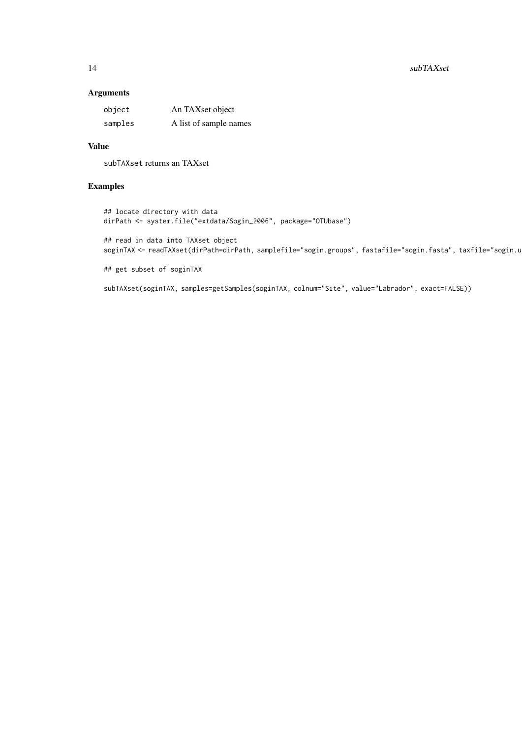## Arguments

| | |
|---|---|
| object | An TAXset object |
| samples | A list of sample names |

## Value

subTAXset returns an TAXset

## Examples

```
## locate directory with data
dirPath <- system.file("extdata/Sogin_2006", package="OTUbase")

## read in data into TAXset object
soginTAX <- readTAXset(dirPath=dirPath, samplefile="sogin.groups", fastafile="sogin.fasta", taxfile="sogin.u

## get subset of soginTAX

subTAXset(soginTAX, samples=getSamples(soginTAX, colnum="Site", value="Labrador", exact=FALSE))
```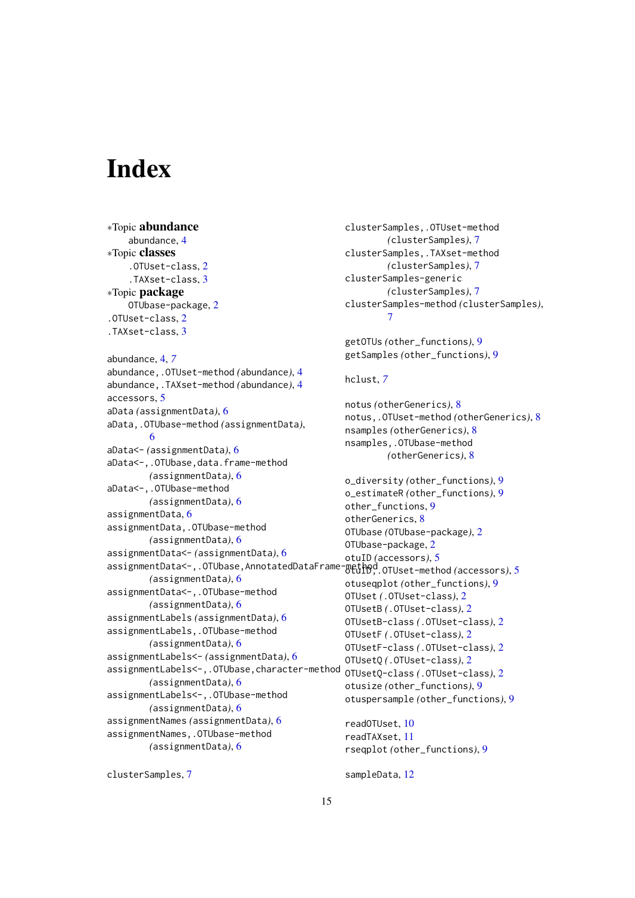# Index

*Topic **abundance**
abundance, 4

*Topic **classes**
.OTUset-class, 2
.TAXset-class, 3

*Topic **package**
OTUbase-package, 2

.OTUset-class, 2
.TAXset-class, 3

abundance, 4, 7
abundance,.OTUset-method (abundance), 4
abundance,.TAXset-method (abundance), 4
accessors, 5
aData (assignmentData), 6
aData,.OTUbase-method (assignmentData), 6
aData<- (assignmentData), 6
aData<-,.OTUbase,data.frame-method (assignmentData), 6
aData<-,.OTUbase-method (assignmentData), 6
assignmentData, 6
assignmentData,.OTUbase-method (assignmentData), 6
assignmentData<- (assignmentData), 6
assignmentData<-,.OTUbase,AnnotatedDataFrame-method (assignmentData), 6
assignmentData<-,.OTUbase-method (assignmentData), 6
assignmentLabels (assignmentData), 6
assignmentLabels,.OTUbase-method (assignmentData), 6
assignmentLabels<- (assignmentData), 6
assignmentLabels<-,.OTUbase,character-method (assignmentData), 6
assignmentLabels<-,.OTUbase-method (assignmentData), 6
assignmentNames (assignmentData), 6
assignmentNames,.OTUbase-method (assignmentData), 6

clusterSamples, 7
clusterSamples,.OTUset-method (clusterSamples), 7
clusterSamples,.TAXset-method (clusterSamples), 7
clusterSamples-generic (clusterSamples), 7
clusterSamples-method (clusterSamples), 7

getOTUs (other_functions), 9
getSamples (other_functions), 9

hclust, 7

notus (otherGenerics), 8
notus,.OTUset-method (otherGenerics), 8
nsamples (otherGenerics), 8
nsamples,.OTUbase-method (otherGenerics), 8

o_diversity (other_functions), 9
o_estimateR (other_functions), 9
other_functions, 9
otherGenerics, 8
OTUbase (OTUbase-package), 2
OTUbase-package, 2
otuID (accessors), 5
otuID,.OTUset-method (accessors), 5
otuseqplot (other_functions), 9
OTUset (.OTUset-class), 2
OTUsetB (.OTUset-class), 2
OTUsetB-class (.OTUset-class), 2
OTUsetF (.OTUset-class), 2
OTUsetF-class (.OTUset-class), 2
OTUsetQ (.OTUset-class), 2
OTUsetQ-class (.OTUset-class), 2
otusize (other_functions), 9
otuspersample (other_functions), 9

readOTUset, 10
readTAXset, 11
rseqplot (other_functions), 9

sampleData, 12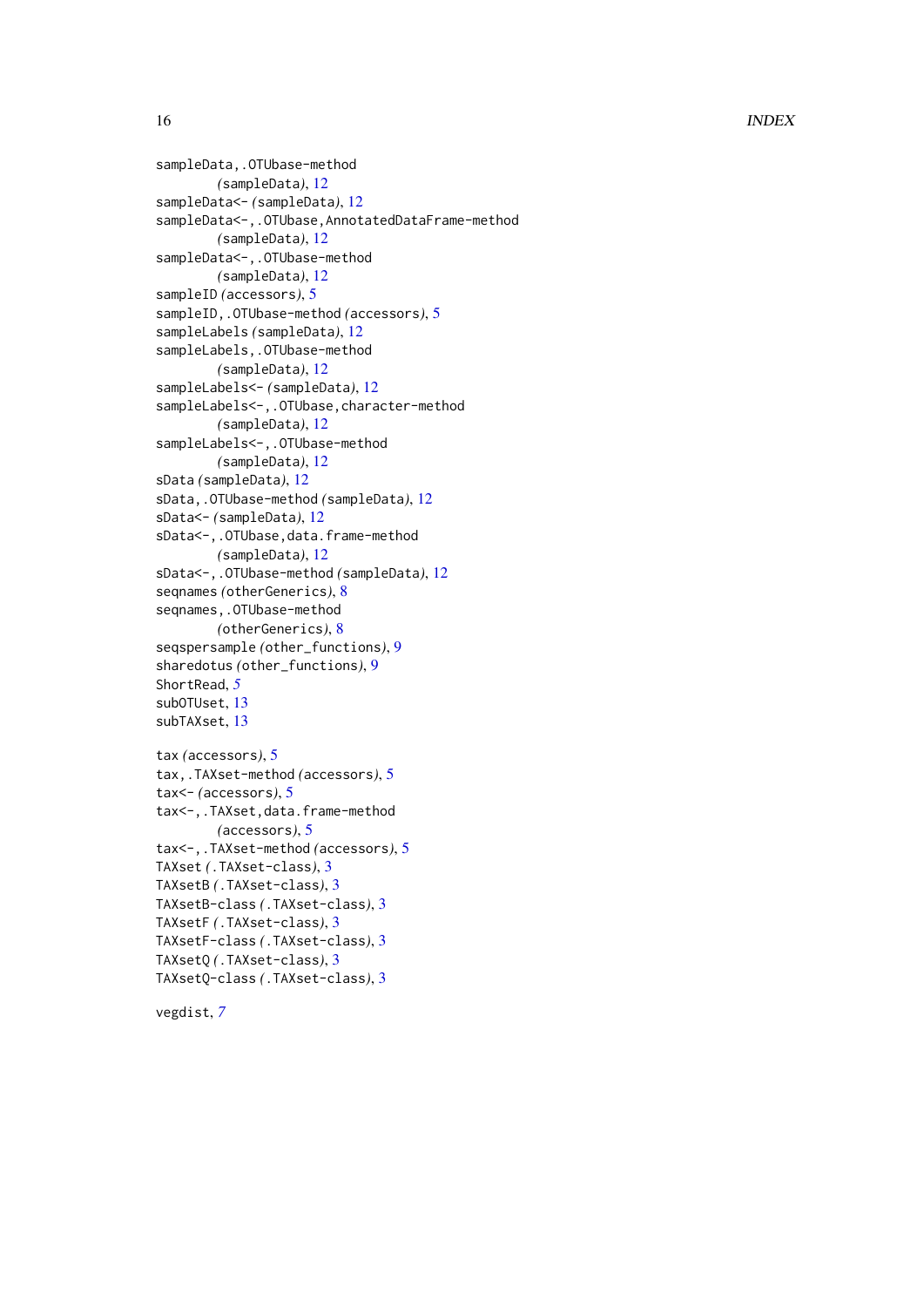sampleData,.OTUbase-method
    *(*sampleData*)*, 12
sampleData<- *(*sampleData*)*, 12
sampleData<-,.OTUbase,AnnotatedDataFrame-method
    *(*sampleData*)*, 12
sampleData<-,.OTUbase-method
    *(*sampleData*)*, 12
sampleID *(*accessors*)*, 5
sampleID,.OTUbase-method *(*accessors*)*, 5
sampleLabels *(*sampleData*)*, 12
sampleLabels,.OTUbase-method
    *(*sampleData*)*, 12
sampleLabels<- *(*sampleData*)*, 12
sampleLabels<-,.OTUbase,character-method
    *(*sampleData*)*, 12
sampleLabels<-,.OTUbase-method
    *(*sampleData*)*, 12
sData *(*sampleData*)*, 12
sData,.OTUbase-method *(*sampleData*)*, 12
sData<- *(*sampleData*)*, 12
sData<-,.OTUbase,data.frame-method
    *(*sampleData*)*, 12
sData<-,.OTUbase-method *(*sampleData*)*, 12
seqnames *(*otherGenerics*)*, 8
seqnames,.OTUbase-method
    *(*otherGenerics*)*, 8
seqspersample *(*other_functions*)*, 9
sharedotus *(*other_functions*)*, 9
ShortRead, *5*
subOTUset, 13
subTAXset, 13

tax *(*accessors*)*, 5
tax,.TAXset-method *(*accessors*)*, 5
tax<- *(*accessors*)*, 5
tax<-,.TAXset,data.frame-method
    *(*accessors*)*, 5
tax<-,.TAXset-method *(*accessors*)*, 5
TAXset *(*.TAXset-class*)*, 3
TAXsetB *(*.TAXset-class*)*, 3
TAXsetB-class *(*.TAXset-class*)*, 3
TAXsetF *(*.TAXset-class*)*, 3
TAXsetF-class *(*.TAXset-class*)*, 3
TAXsetQ *(*.TAXset-class*)*, 3
TAXsetQ-class *(*.TAXset-class*)*, 3

vegdist, *7*